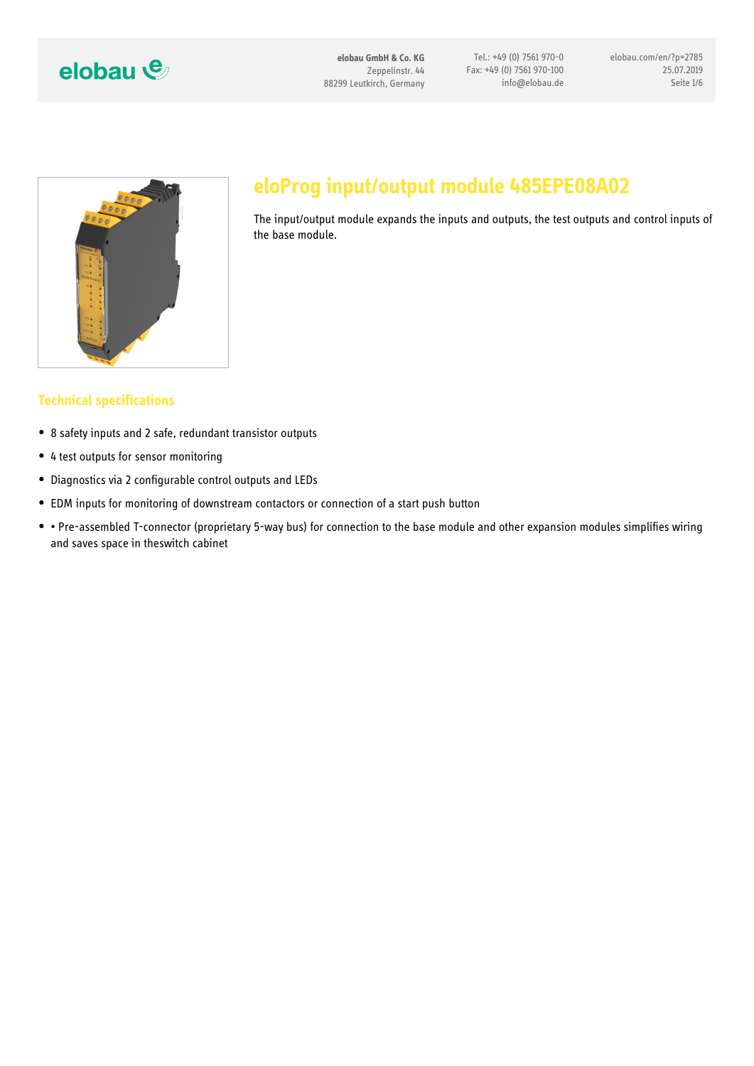# eloProg input/output module 485EPE08A02

The input/output module expands the inputs and outputs, the test outputs and control inputs of the base module.

## Technical specifications

- 8 safety inputs and 2 safe, redundant transistor outputs
- 4 test outputs for sensor monitoring
- Diagnostics via 2 configurable control outputs and LEDs
- EDM inputs for monitoring of downstream contactors or connection of a start push button
- • Pre-assembled T-connector (proprietary 5-way bus) for connection to the base module and other expansion modules simplifies wiring and saves space in theswitch cabinet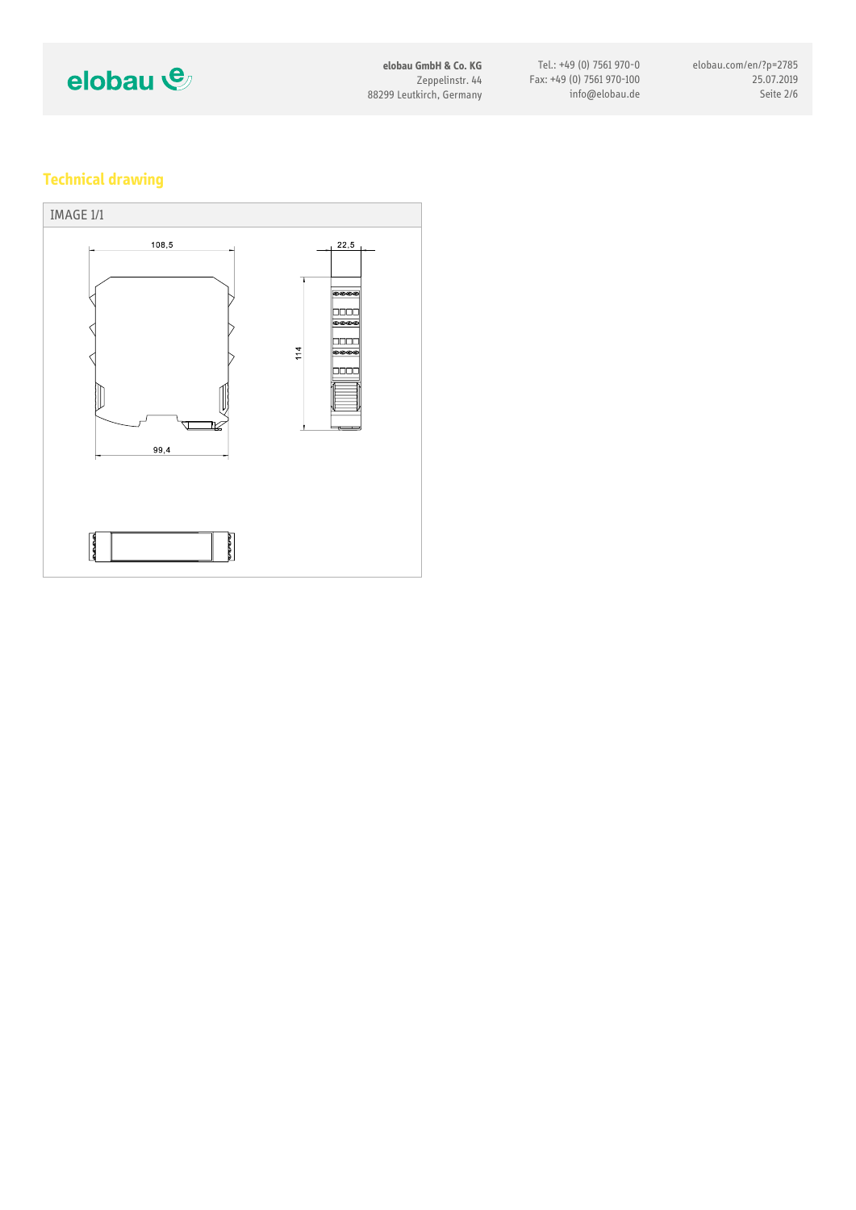## Technical drawing

IMAGE 1/1

108,5

22,5

114

99,4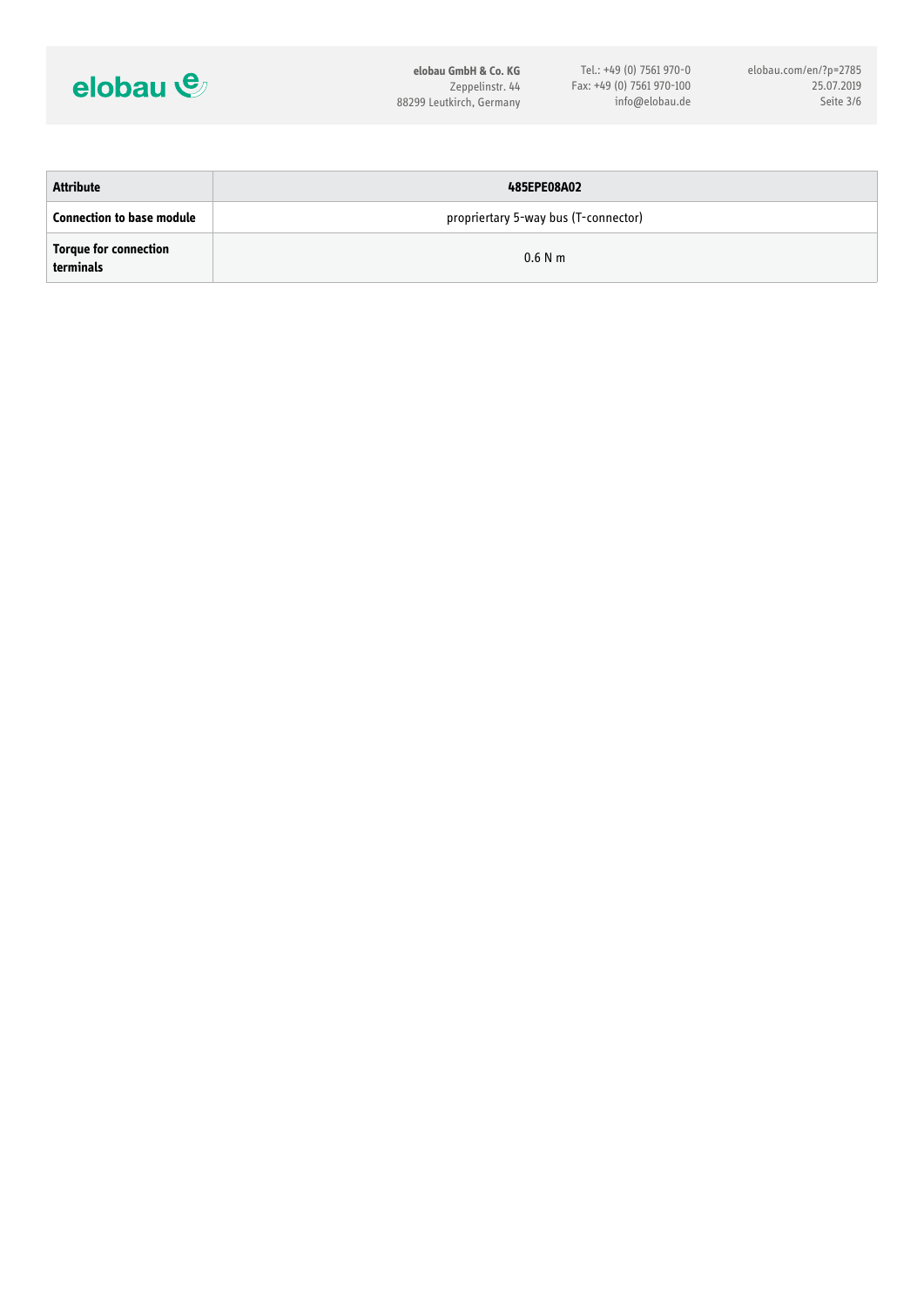| Attribute | 485EPE08A02 |
| --- | --- |
| Connection to base module | propriertary 5-way bus (T-connector) |
| Torque for connection terminals | 0.6 N m |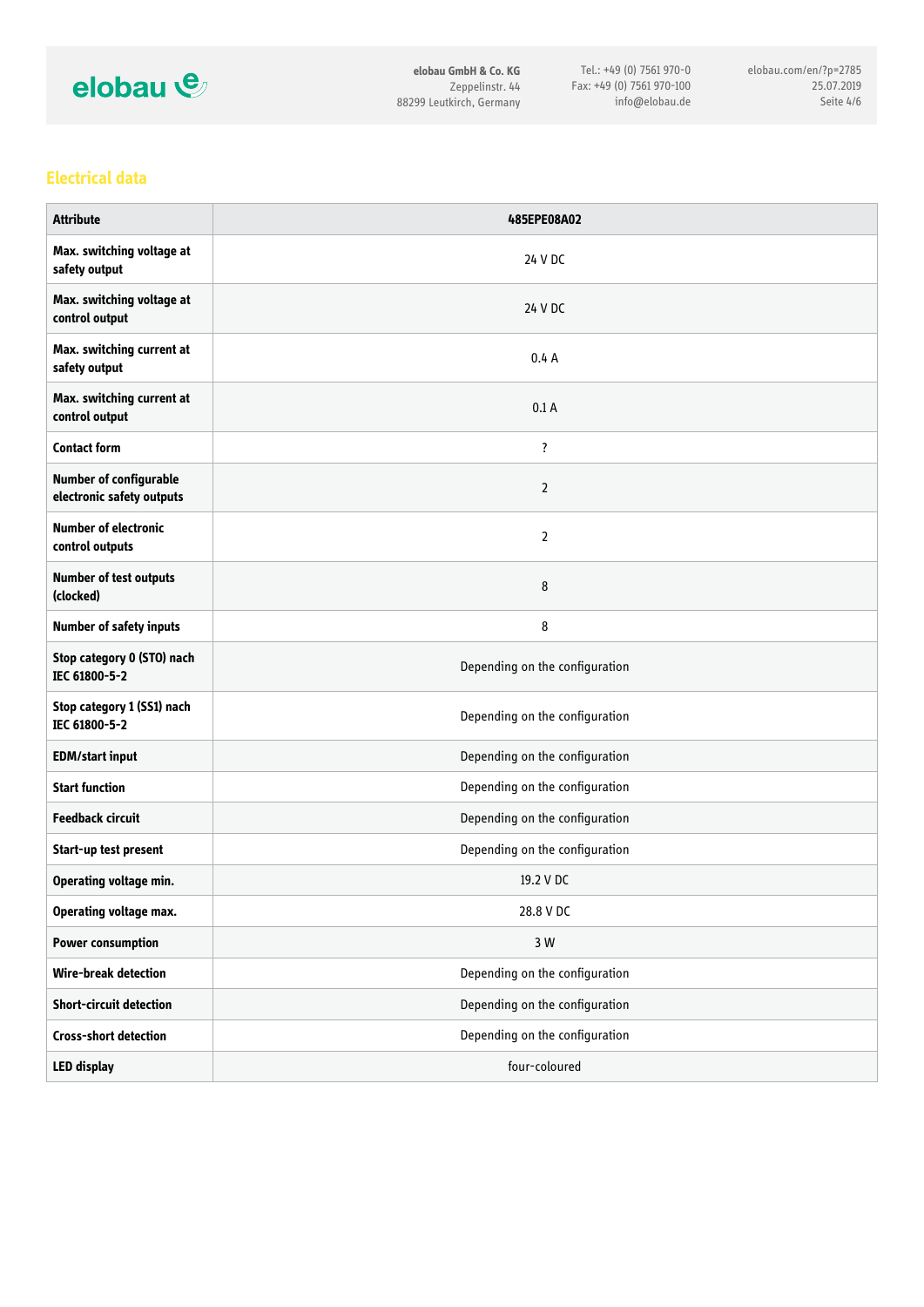## Electrical data

| Attribute | 485EPE08A02 |
| --- | --- |
| Max. switching voltage at safety output | 24 V DC |
| Max. switching voltage at control output | 24 V DC |
| Max. switching current at safety output | 0.4 A |
| Max. switching current at control output | 0.1 A |
| Contact form | ? |
| Number of configurable electronic safety outputs | 2 |
| Number of electronic control outputs | 2 |
| Number of test outputs (clocked) | 8 |
| Number of safety inputs | 8 |
| Stop category 0 (STO) nach IEC 61800-5-2 | Depending on the configuration |
| Stop category 1 (SS1) nach IEC 61800-5-2 | Depending on the configuration |
| EDM/start input | Depending on the configuration |
| Start function | Depending on the configuration |
| Feedback circuit | Depending on the configuration |
| Start-up test present | Depending on the configuration |
| Operating voltage min. | 19.2 V DC |
| Operating voltage max. | 28.8 V DC |
| Power consumption | 3 W |
| Wire-break detection | Depending on the configuration |
| Short-circuit detection | Depending on the configuration |
| Cross-short detection | Depending on the configuration |
| LED display | four-coloured |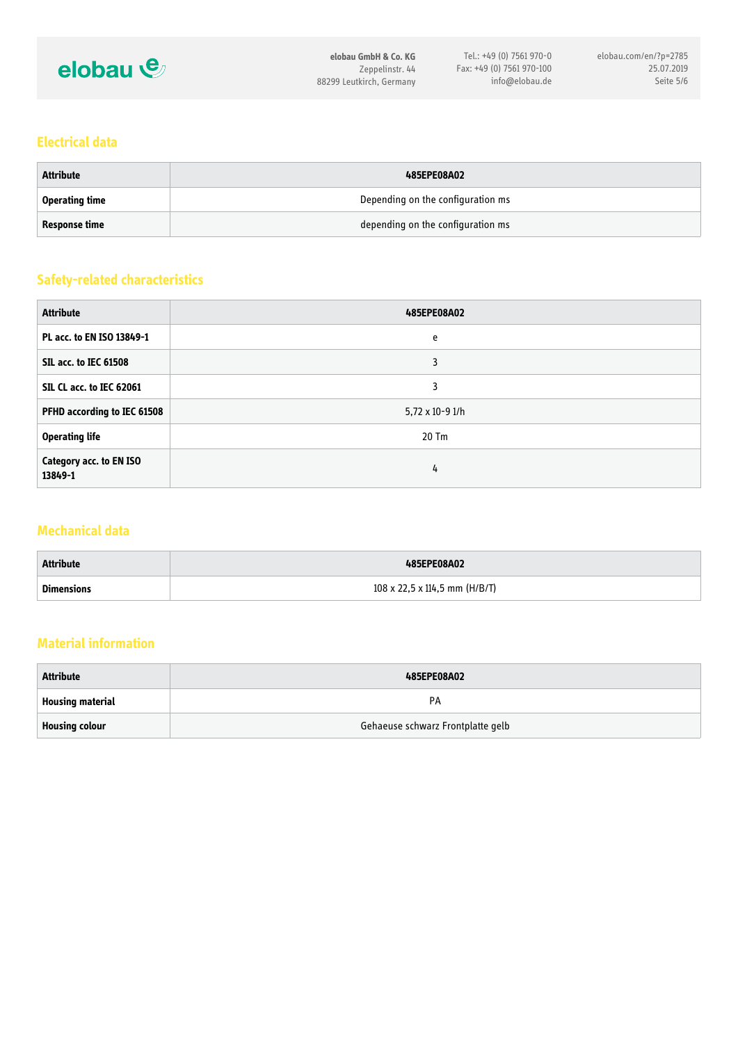## Electrical data

| Attribute | 485EPE08A02 |
|---|---|
| **Operating time** | Depending on the configuration ms |
| **Response time** | depending on the configuration ms |

## Safety-related characteristics

| Attribute | 485EPE08A02 |
|---|---|
| **PL acc. to EN ISO 13849-1** | e |
| **SIL acc. to IEC 61508** | 3 |
| **SIL CL acc. to IEC 62061** | 3 |
| **PFHD according to IEC 61508** | 5,72 x 10-9 1/h |
| **Operating life** | 20 Tm |
| **Category acc. to EN ISO 13849-1** | 4 |

## Mechanical data

| Attribute | 485EPE08A02 |
|---|---|
| **Dimensions** | 108 x 22,5 x 114,5 mm (H/B/T) |

## Material information

| Attribute | 485EPE08A02 |
|---|---|
| **Housing material** | PA |
| **Housing colour** | Gehaeuse schwarz Frontplatte gelb |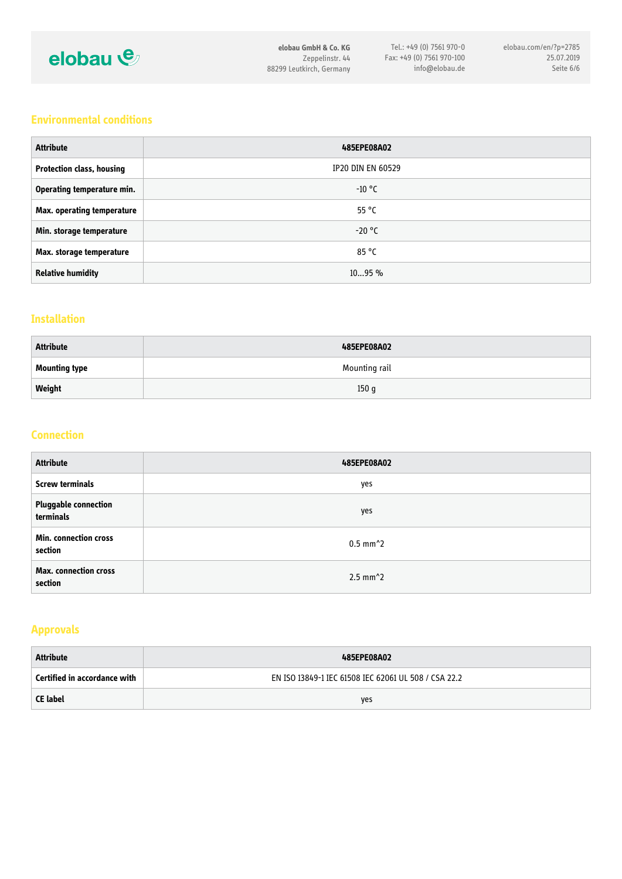## Environmental conditions

| Attribute | 485EPE08A02 |
|---|---|
| Protection class, housing | IP20 DIN EN 60529 |
| Operating temperature min. | -10 °C |
| Max. operating temperature | 55 °C |
| Min. storage temperature | -20 °C |
| Max. storage temperature | 85 °C |
| Relative humidity | 10...95 % |

## Installation

| Attribute | 485EPE08A02 |
|---|---|
| Mounting type | Mounting rail |
| Weight | 150 g |

## Connection

| Attribute | 485EPE08A02 |
|---|---|
| Screw terminals | yes |
| Pluggable connection terminals | yes |
| Min. connection cross section | 0.5 mm^2 |
| Max. connection cross section | 2.5 mm^2 |

## Approvals

| Attribute | 485EPE08A02 |
|---|---|
| Certified in accordance with | EN ISO 13849-1 IEC 61508 IEC 62061 UL 508 / CSA 22.2 |
| CE label | yes |